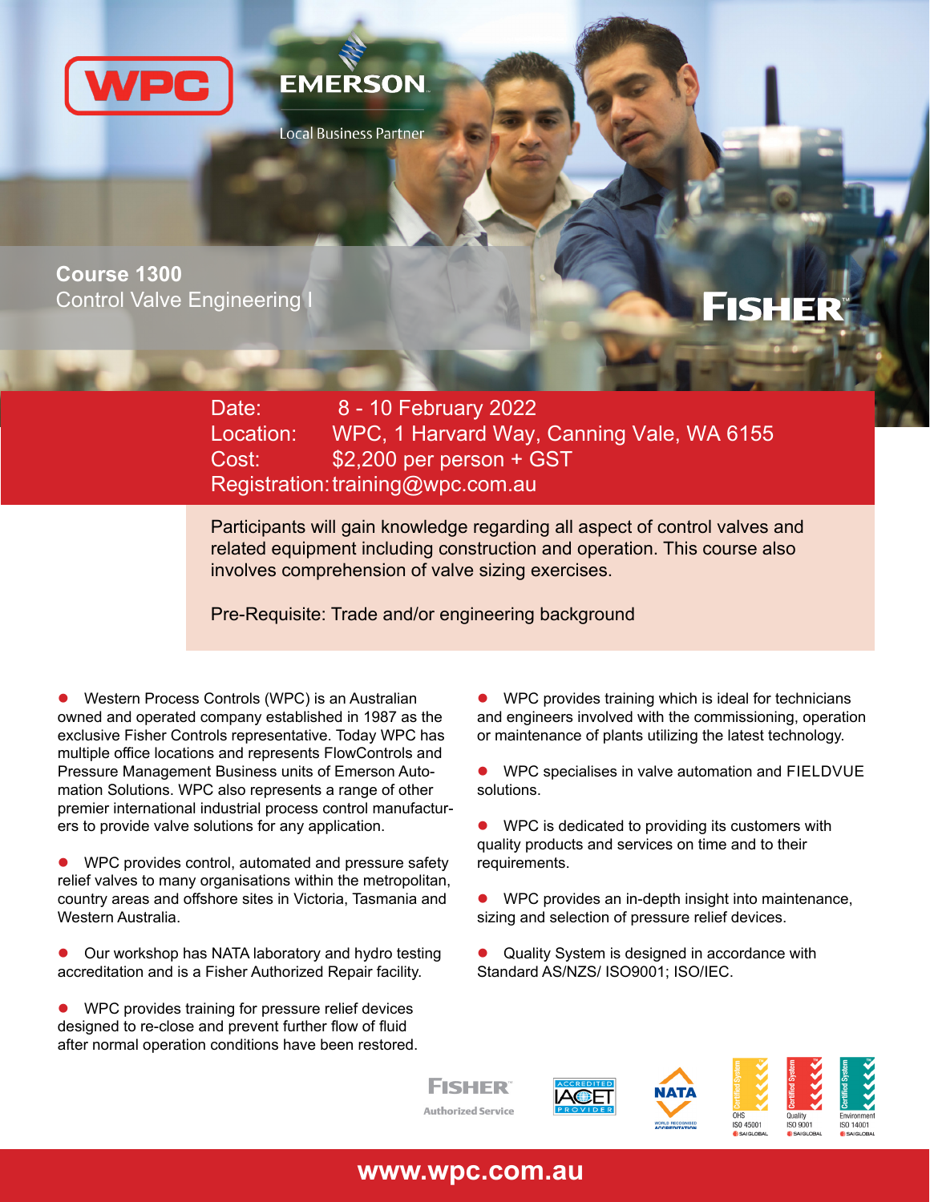WPC

EMERSON

Local Business Partner

# Course 1300

## Control Valve Engineering I

FISHER

Date: 8 - 10 February 2022
Location: WPC, 1 Harvard Way, Canning Vale, WA 6155
Cost: $2,200 per person + GST
Registration: training@wpc.com.au

Participants will gain knowledge regarding all aspect of control valves and related equipment including construction and operation. This course also involves comprehension of valve sizing exercises.

Pre-Requisite: Trade and/or engineering background

- Western Process Controls (WPC) is an Australian owned and operated company established in 1987 as the exclusive Fisher Controls representative. Today WPC has multiple office locations and represents FlowControls and Pressure Management Business units of Emerson Automation Solutions. WPC also represents a range of other premier international industrial process control manufacturers to provide valve solutions for any application.

- WPC provides control, automated and pressure safety relief valves to many organisations within the metropolitan, country areas and offshore sites in Victoria, Tasmania and Western Australia.

- Our workshop has NATA laboratory and hydro testing accreditation and is a Fisher Authorized Repair facility.

- WPC provides training for pressure relief devices designed to re-close and prevent further flow of fluid after normal operation conditions have been restored.

- WPC provides training which is ideal for technicians and engineers involved with the commissioning, operation or maintenance of plants utilizing the latest technology.

- WPC specialises in valve automation and FIELDVUE solutions.

- WPC is dedicated to providing its customers with quality products and services on time and to their requirements.

- WPC provides an in-depth insight into maintenance, sizing and selection of pressure relief devices.

- Quality System is designed in accordance with Standard AS/NZS/ ISO9001; ISO/IEC.

FISHER Authorized Service | ACCREDITED IACET PROVIDER | NATA | OHS ISO 45001 | Quality ISO 9001 | Environment ISO 14001

www.wpc.com.au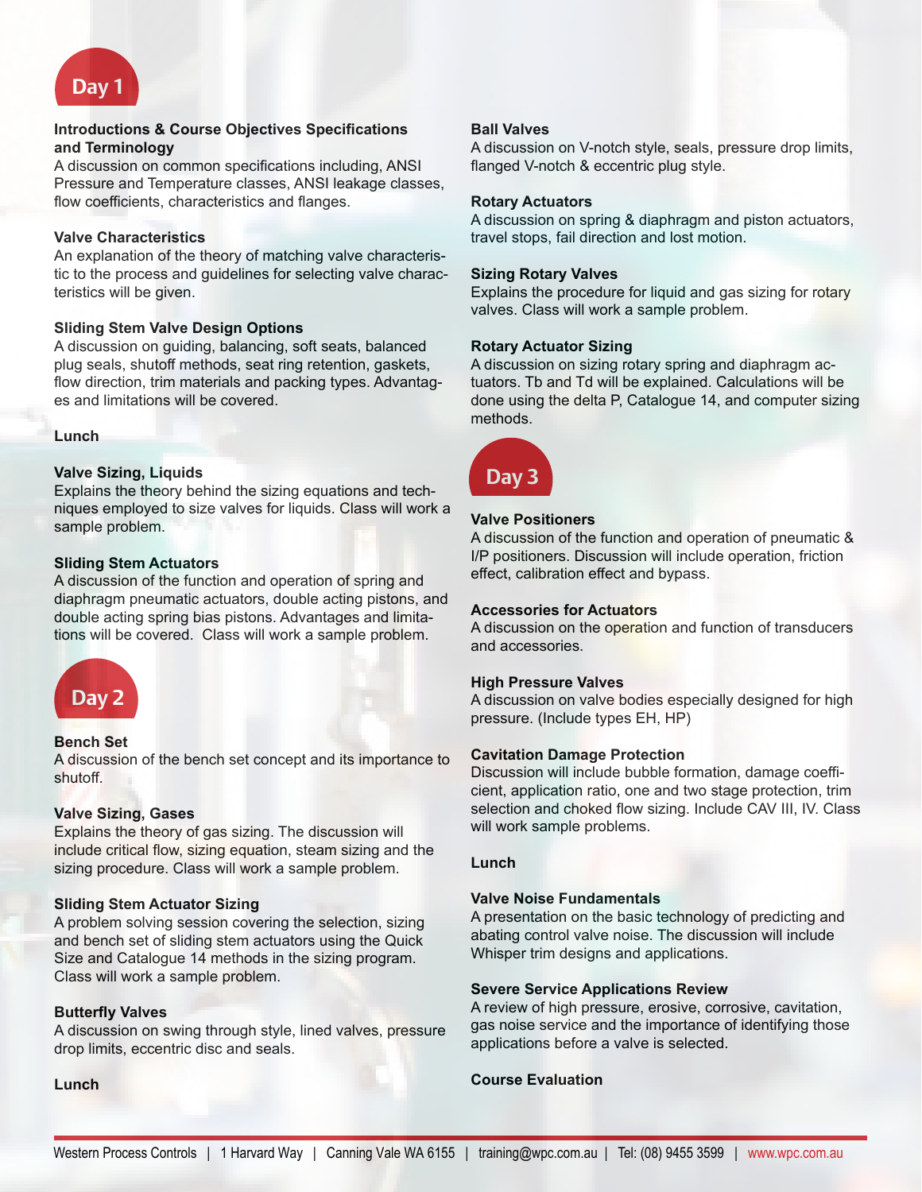## Day 1

**Introductions & Course Objectives Specifications and Terminology**
A discussion on common specifications including, ANSI Pressure and Temperature classes, ANSI leakage classes, flow coefficients, characteristics and flanges.

**Valve Characteristics**
An explanation of the theory of matching valve characteristic to the process and guidelines for selecting valve characteristics will be given.

**Sliding Stem Valve Design Options**
A discussion on guiding, balancing, soft seats, balanced plug seals, shutoff methods, seat ring retention, gaskets, flow direction, trim materials and packing types. Advantages and limitations will be covered.

**Lunch**

**Valve Sizing, Liquids**
Explains the theory behind the sizing equations and techniques employed to size valves for liquids. Class will work a sample problem.

**Sliding Stem Actuators**
A discussion of the function and operation of spring and diaphragm pneumatic actuators, double acting pistons, and double acting spring bias pistons. Advantages and limitations will be covered. Class will work a sample problem.

## Day 2

**Bench Set**
A discussion of the bench set concept and its importance to shutoff.

**Valve Sizing, Gases**
Explains the theory of gas sizing. The discussion will include critical flow, sizing equation, steam sizing and the sizing procedure. Class will work a sample problem.

**Sliding Stem Actuator Sizing**
A problem solving session covering the selection, sizing and bench set of sliding stem actuators using the Quick Size and Catalogue 14 methods in the sizing program. Class will work a sample problem.

**Butterfly Valves**
A discussion on swing through style, lined valves, pressure drop limits, eccentric disc and seals.

**Lunch**

**Ball Valves**
A discussion on V-notch style, seals, pressure drop limits, flanged V-notch & eccentric plug style.

**Rotary Actuators**
A discussion on spring & diaphragm and piston actuators, travel stops, fail direction and lost motion.

**Sizing Rotary Valves**
Explains the procedure for liquid and gas sizing for rotary valves. Class will work a sample problem.

**Rotary Actuator Sizing**
A discussion on sizing rotary spring and diaphragm actuators. Tb and Td will be explained. Calculations will be done using the delta P, Catalogue 14, and computer sizing methods.

## Day 3

**Valve Positioners**
A discussion of the function and operation of pneumatic & I/P positioners. Discussion will include operation, friction effect, calibration effect and bypass.

**Accessories for Actuators**
A discussion on the operation and function of transducers and accessories.

**High Pressure Valves**
A discussion on valve bodies especially designed for high pressure. (Include types EH, HP)

**Cavitation Damage Protection**
Discussion will include bubble formation, damage coefficient, application ratio, one and two stage protection, trim selection and choked flow sizing. Include CAV III, IV. Class will work sample problems.

**Lunch**

**Valve Noise Fundamentals**
A presentation on the basic technology of predicting and abating control valve noise. The discussion will include Whisper trim designs and applications.

**Severe Service Applications Review**
A review of high pressure, erosive, corrosive, cavitation, gas noise service and the importance of identifying those applications before a valve is selected.

**Course Evaluation**

Western Process Controls | 1 Harvard Way | Canning Vale WA 6155 | training@wpc.com.au | Tel: (08) 9455 3599 | www.wpc.com.au